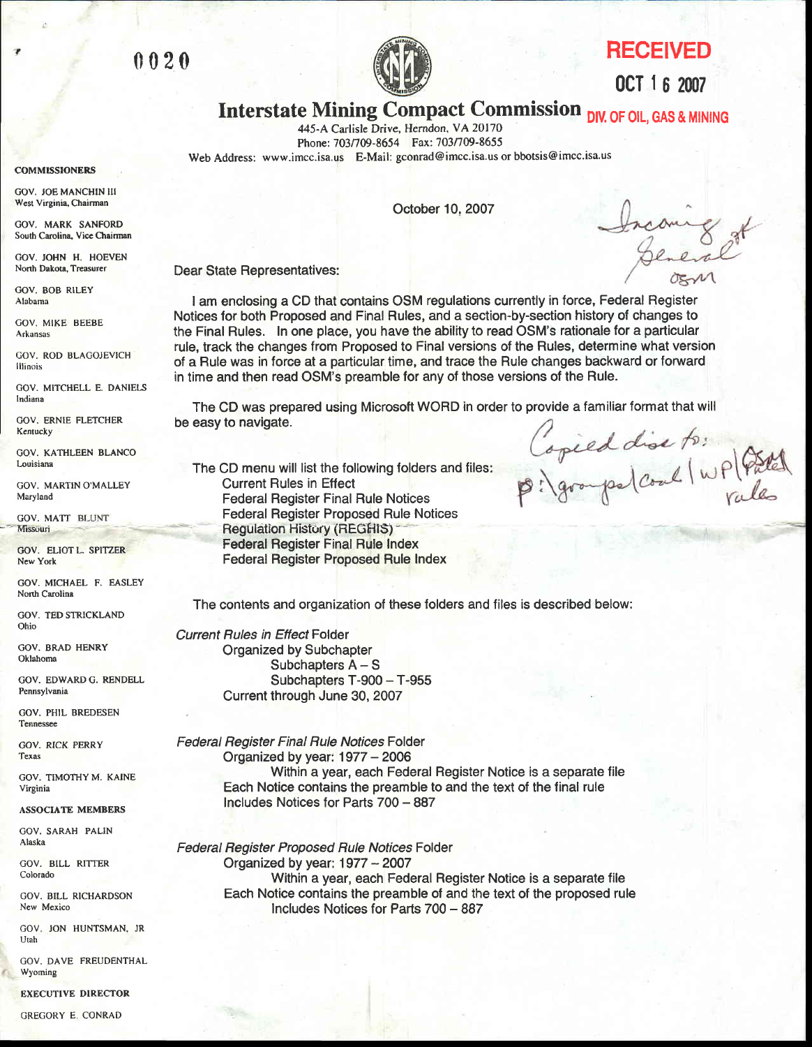0020

**RECEIVED**

**OCT 16 2007**

**DIV. OF OIL, GAS & MINING**

# Interstate Mining Compact Commission

445-A Carlisle Drive, Herndon, VA 20170
Phone: 703/709-8654 Fax: 703/709-8655
Web Address: www.imcc.isa.us E-Mail: gconrad@imcc.isa.us or bbotsis@imcc.isa.us

**COMMISSIONERS**

GOV. JOE MANCHIN III
West Virginia, Chairman

GOV. MARK SANFORD
South Carolina, Vice Chairman

GOV. JOHN H. HOEVEN
North Dakota, Treasurer

GOV. BOB RILEY
Alabama

GOV. MIKE BEEBE
Arkansas

GOV. ROD BLAGOJEVICH
Illinois

GOV. MITCHELL E. DANIELS
Indiana

GOV. ERNIE FLETCHER
Kentucky

GOV. KATHLEEN BLANCO
Louisiana

GOV. MARTIN O'MALLEY
Maryland

GOV. MATT BLUNT
Missouri

GOV. ELIOT L. SPITZER
New York

GOV. MICHAEL F. EASLEY
North Carolina

GOV. TED STRICKLAND
Ohio

GOV. BRAD HENRY
Oklahoma

GOV. EDWARD G. RENDELL
Pennsylvania

GOV. PHIL BREDESEN
Tennessee

GOV. RICK PERRY
Texas

GOV. TIMOTHY M. KAINE
Virginia

**ASSOCIATE MEMBERS**

GOV. SARAH PALIN
Alaska

GOV. BILL RITTER
Colorado

GOV. BILL RICHARDSON
New Mexico

GOV. JON HUNTSMAN, JR
Utah

GOV. DAVE FREUDENTHAL
Wyoming

**EXECUTIVE DIRECTOR**

GREGORY E. CONRAD

October 10, 2007

Incoming of General OSM

Dear State Representatives:

I am enclosing a CD that contains OSM regulations currently in force, Federal Register Notices for both Proposed and Final Rules, and a section-by-section history of changes to the Final Rules. In one place, you have the ability to read OSM's rationale for a particular rule, track the changes from Proposed to Final versions of the Rules, determine what version of a Rule was in force at a particular time, and trace the Rule changes backward or forward in time and then read OSM's preamble for any of those versions of the Rule.

The CD was prepared using Microsoft WORD in order to provide a familiar format that will be easy to navigate.

Copied disc to: p:\groups\coal\WP\OSM rules

The CD menu will list the following folders and files:

- Current Rules in Effect
- Federal Register Final Rule Notices
- Federal Register Proposed Rule Notices
- Regulation History (REGHIS)
- Federal Register Final Rule Index
- Federal Register Proposed Rule Index

The contents and organization of these folders and files is described below:

*Current Rules in Effect* Folder
- Organized by Subchapter
  - Subchapters A – S
  - Subchapters T-900 – T-955
- Current through June 30, 2007

*Federal Register Final Rule Notices* Folder
- Organized by year: 1977 – 2006
  - Within a year, each Federal Register Notice is a separate file
- Each Notice contains the preamble to and the text of the final rule
  - Includes Notices for Parts 700 – 887

*Federal Register Proposed Rule Notices* Folder
- Organized by year: 1977 – 2007
  - Within a year, each Federal Register Notice is a separate file
- Each Notice contains the preamble of and the text of the proposed rule
  - Includes Notices for Parts 700 – 887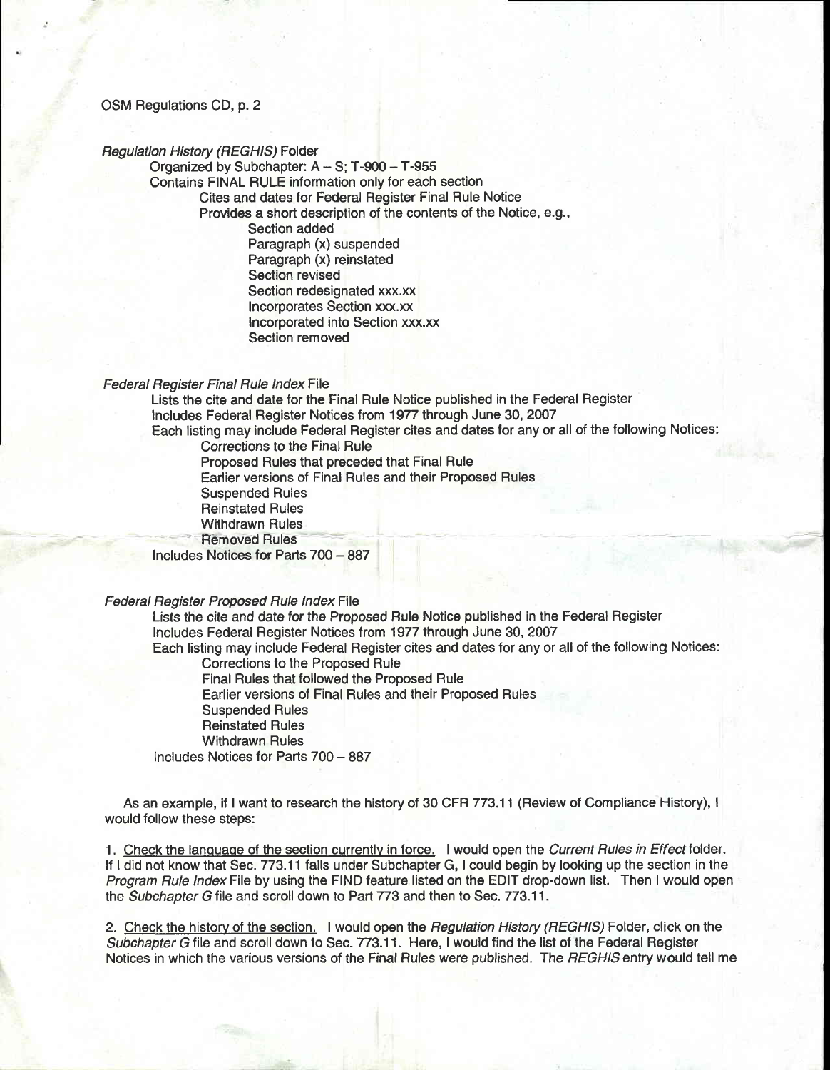OSM Regulations CD, p. 2

*Regulation History (REGHIS)* Folder

- Organized by Subchapter: A – S; T-900 – T-955
- Contains FINAL RULE information only for each section
  - Cites and dates for Federal Register Final Rule Notice
  - Provides a short description of the contents of the Notice, e.g.,
    - Section added
    - Paragraph (x) suspended
    - Paragraph (x) reinstated
    - Section revised
    - Section redesignated xxx.xx
    - Incorporates Section xxx.xx
    - Incorporated into Section xxx.xx
    - Section removed

*Federal Register Final Rule Index* File

- Lists the cite and date for the Final Rule Notice published in the Federal Register
- Includes Federal Register Notices from 1977 through June 30, 2007
- Each listing may include Federal Register cites and dates for any or all of the following Notices:
  - Corrections to the Final Rule
  - Proposed Rules that preceded that Final Rule
  - Earlier versions of Final Rules and their Proposed Rules
  - Suspended Rules
  - Reinstated Rules
  - Withdrawn Rules
  - Removed Rules
- Includes Notices for Parts 700 – 887

*Federal Register Proposed Rule Index* File

- Lists the cite and date for the Proposed Rule Notice published in the Federal Register
- Includes Federal Register Notices from 1977 through June 30, 2007
- Each listing may include Federal Register cites and dates for any or all of the following Notices:
  - Corrections to the Proposed Rule
  - Final Rules that followed the Proposed Rule
  - Earlier versions of Final Rules and their Proposed Rules
  - Suspended Rules
  - Reinstated Rules
  - Withdrawn Rules
- Includes Notices for Parts 700 – 887

As an example, if I want to research the history of 30 CFR 773.11 (Review of Compliance History), I would follow these steps:

1. Check the language of the section currently in force. I would open the *Current Rules in Effect* folder. If I did not know that Sec. 773.11 falls under Subchapter G, I could begin by looking up the section in the *Program Rule Index* File by using the FIND feature listed on the EDIT drop-down list. Then I would open the *Subchapter G* file and scroll down to Part 773 and then to Sec. 773.11.

2. Check the history of the section. I would open the *Regulation History (REGHIS)* Folder, click on the *Subchapter G* file and scroll down to Sec. 773.11. Here, I would find the list of the Federal Register Notices in which the various versions of the Final Rules were published. The *REGHIS* entry would tell me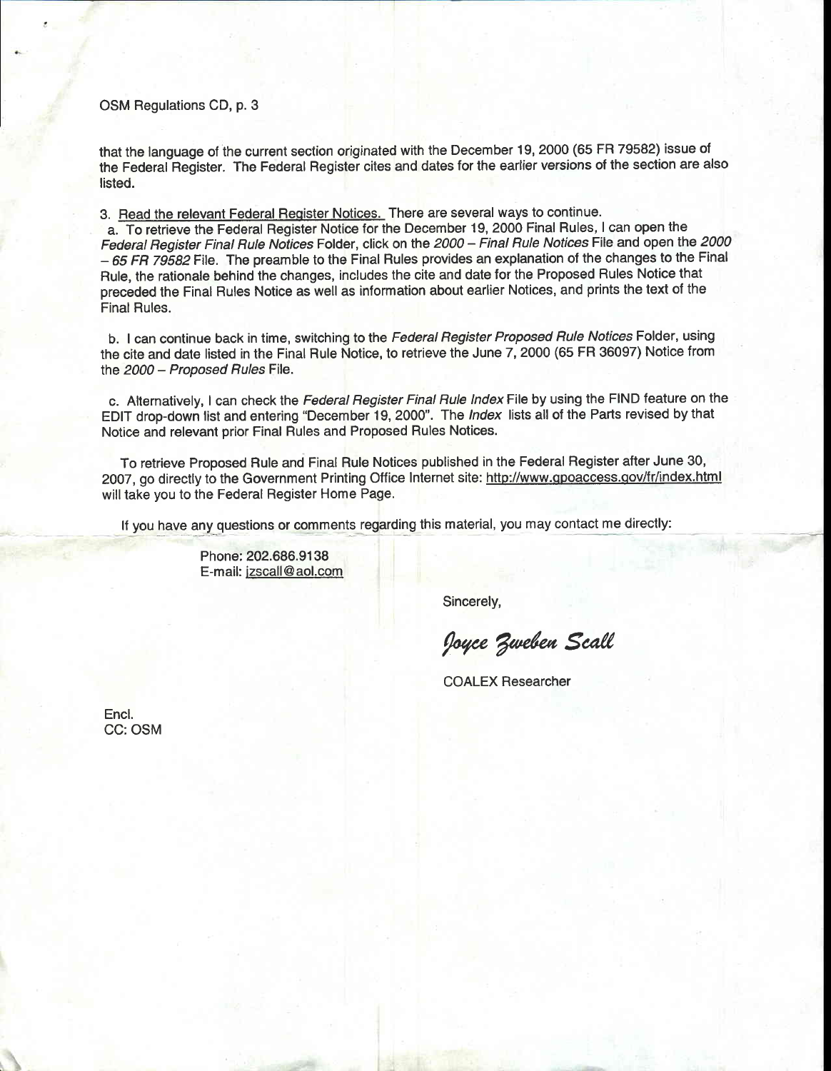that the language of the current section originated with the December 19, 2000 (65 FR 79582) issue of the Federal Register. The Federal Register cites and dates for the earlier versions of the section are also listed.

3. Read the relevant Federal Register Notices. There are several ways to continue.

a. To retrieve the Federal Register Notice for the December 19, 2000 Final Rules, I can open the *Federal Register Final Rule Notices* Folder, click on the *2000 – Final Rule Notices* File and open the *2000 – 65 FR 79582* File. The preamble to the Final Rules provides an explanation of the changes to the Final Rule, the rationale behind the changes, includes the cite and date for the Proposed Rules Notice that preceded the Final Rules Notice as well as information about earlier Notices, and prints the text of the Final Rules.

b. I can continue back in time, switching to the *Federal Register Proposed Rule Notices* Folder, using the cite and date listed in the Final Rule Notice, to retrieve the June 7, 2000 (65 FR 36097) Notice from the *2000 – Proposed Rules* File.

c. Alternatively, I can check the *Federal Register Final Rule Index* File by using the FIND feature on the EDIT drop-down list and entering "December 19, 2000". The *Index* lists all of the Parts revised by that Notice and relevant prior Final Rules and Proposed Rules Notices.

To retrieve Proposed Rule and Final Rule Notices published in the Federal Register after June 30, 2007, go directly to the Government Printing Office Internet site: http://www.gpoaccess.gov/fr/index.html will take you to the Federal Register Home Page.

If you have any questions or comments regarding this material, you may contact me directly:

Phone: 202.686.9138
E-mail: jzscall@aol.com

Sincerely,

*Joyce Zweben Scall*

COALEX Researcher

Encl.
CC: OSM